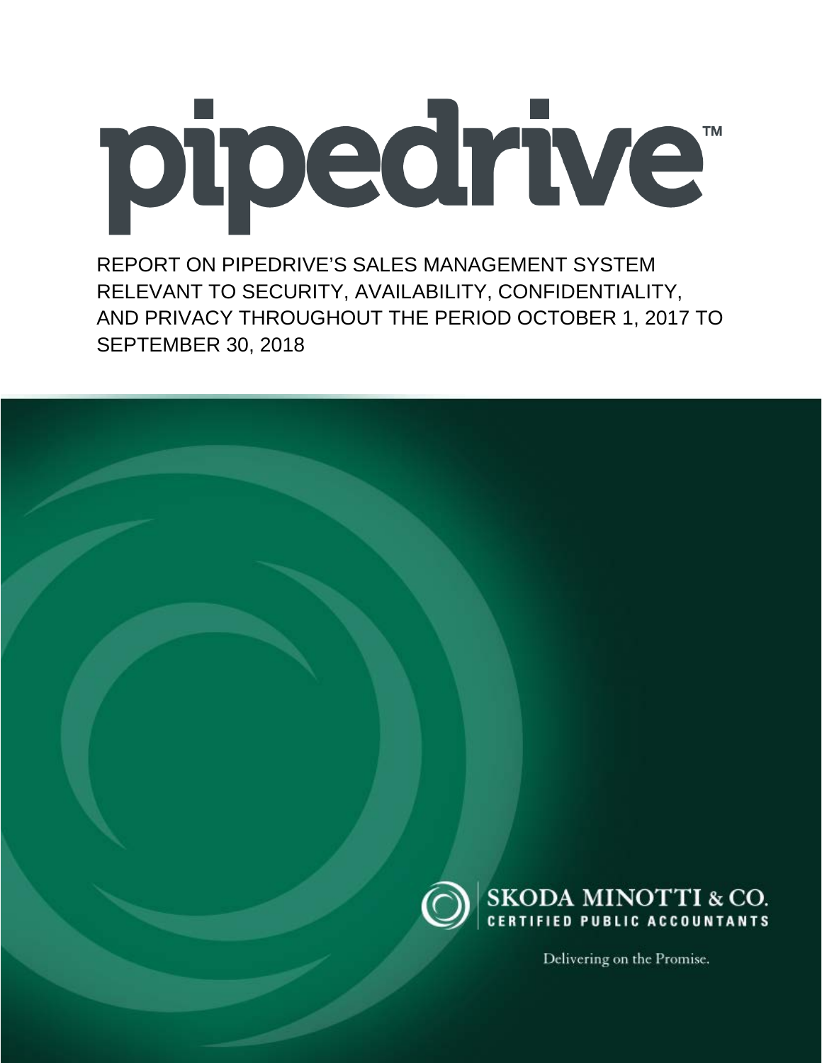# pipedrive™

REPORT ON PIPEDRIVE'S SALES MANAGEMENT SYSTEM RELEVANT TO SECURITY, AVAILABILITY, CONFIDENTIALITY, AND PRIVACY THROUGHOUT THE PERIOD OCTOBER 1, 2017 TO SEPTEMBER 30, 2018

SKODA MINOTTI & CO.
CERTIFIED PUBLIC ACCOUNTANTS

Delivering on the Promise.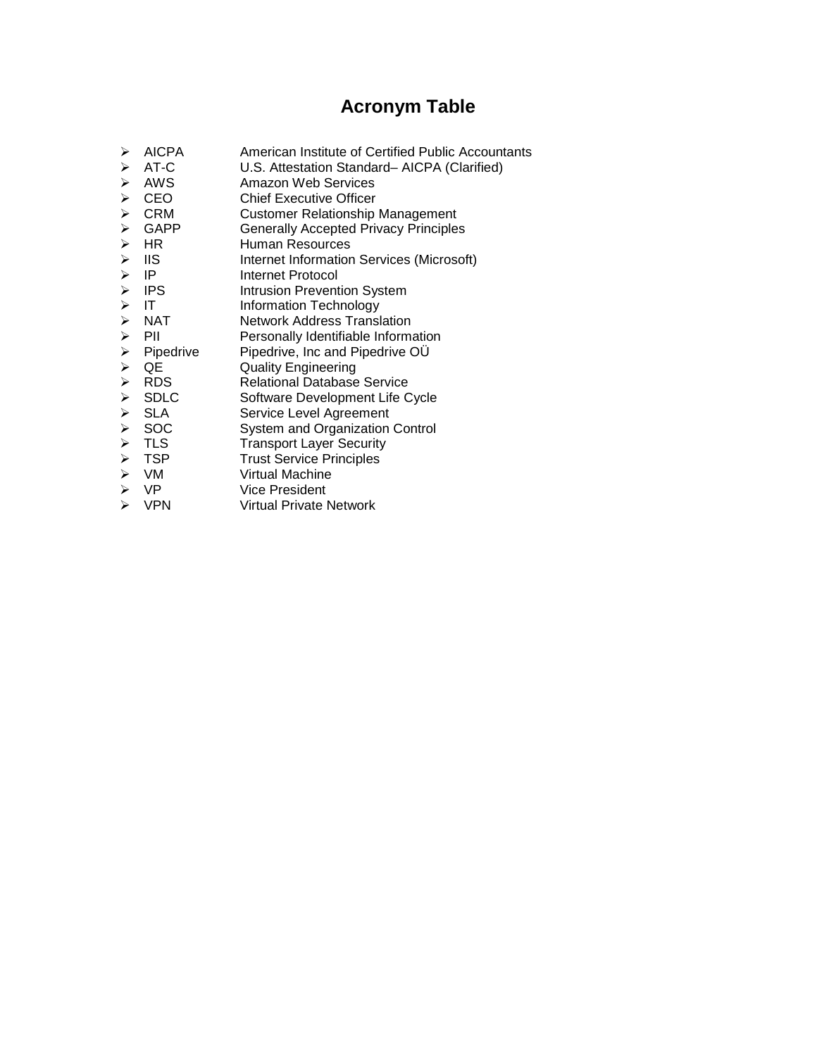# Acronym Table

- AICPA — American Institute of Certified Public Accountants
- AT-C — U.S. Attestation Standard– AICPA (Clarified)
- AWS — Amazon Web Services
- CEO — Chief Executive Officer
- CRM — Customer Relationship Management
- GAPP — Generally Accepted Privacy Principles
- HR — Human Resources
- IIS — Internet Information Services (Microsoft)
- IP — Internet Protocol
- IPS — Intrusion Prevention System
- IT — Information Technology
- NAT — Network Address Translation
- PII — Personally Identifiable Information
- Pipedrive — Pipedrive, Inc and Pipedrive OÜ
- QE — Quality Engineering
- RDS — Relational Database Service
- SDLC — Software Development Life Cycle
- SLA — Service Level Agreement
- SOC — System and Organization Control
- TLS — Transport Layer Security
- TSP — Trust Service Principles
- VM — Virtual Machine
- VP — Vice President
- VPN — Virtual Private Network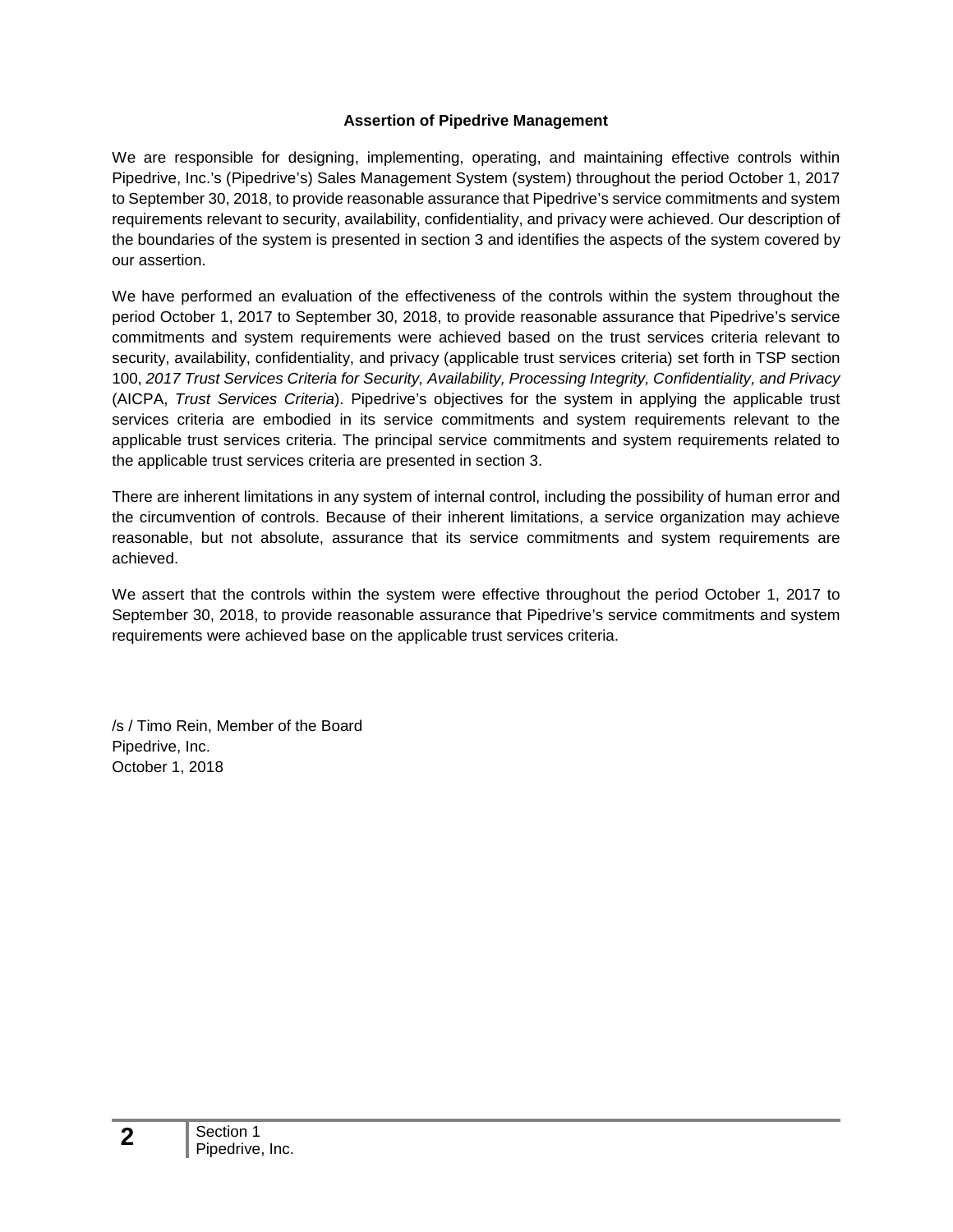## Assertion of Pipedrive Management

We are responsible for designing, implementing, operating, and maintaining effective controls within Pipedrive, Inc.'s (Pipedrive's) Sales Management System (system) throughout the period October 1, 2017 to September 30, 2018, to provide reasonable assurance that Pipedrive's service commitments and system requirements relevant to security, availability, confidentiality, and privacy were achieved. Our description of the boundaries of the system is presented in section 3 and identifies the aspects of the system covered by our assertion.

We have performed an evaluation of the effectiveness of the controls within the system throughout the period October 1, 2017 to September 30, 2018, to provide reasonable assurance that Pipedrive's service commitments and system requirements were achieved based on the trust services criteria relevant to security, availability, confidentiality, and privacy (applicable trust services criteria) set forth in TSP section 100, *2017 Trust Services Criteria for Security, Availability, Processing Integrity, Confidentiality, and Privacy* (AICPA, *Trust Services Criteria*). Pipedrive's objectives for the system in applying the applicable trust services criteria are embodied in its service commitments and system requirements relevant to the applicable trust services criteria. The principal service commitments and system requirements related to the applicable trust services criteria are presented in section 3.

There are inherent limitations in any system of internal control, including the possibility of human error and the circumvention of controls. Because of their inherent limitations, a service organization may achieve reasonable, but not absolute, assurance that its service commitments and system requirements are achieved.

We assert that the controls within the system were effective throughout the period October 1, 2017 to September 30, 2018, to provide reasonable assurance that Pipedrive's service commitments and system requirements were achieved base on the applicable trust services criteria.

/s / Timo Rein, Member of the Board
Pipedrive, Inc.
October 1, 2018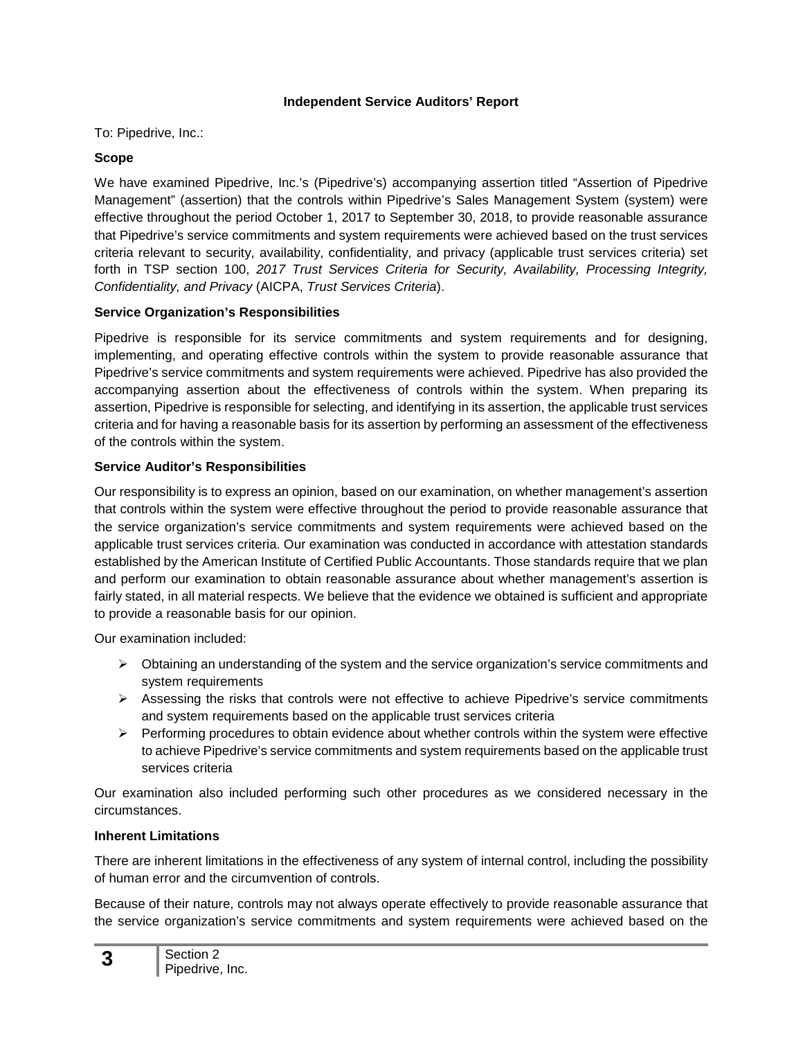**Independent Service Auditors' Report**

To: Pipedrive, Inc.:

**Scope**

We have examined Pipedrive, Inc.'s (Pipedrive's) accompanying assertion titled "Assertion of Pipedrive Management" (assertion) that the controls within Pipedrive's Sales Management System (system) were effective throughout the period October 1, 2017 to September 30, 2018, to provide reasonable assurance that Pipedrive's service commitments and system requirements were achieved based on the trust services criteria relevant to security, availability, confidentiality, and privacy (applicable trust services criteria) set forth in TSP section 100, *2017 Trust Services Criteria for Security, Availability, Processing Integrity, Confidentiality, and Privacy* (AICPA, *Trust Services Criteria*).

**Service Organization's Responsibilities**

Pipedrive is responsible for its service commitments and system requirements and for designing, implementing, and operating effective controls within the system to provide reasonable assurance that Pipedrive's service commitments and system requirements were achieved. Pipedrive has also provided the accompanying assertion about the effectiveness of controls within the system. When preparing its assertion, Pipedrive is responsible for selecting, and identifying in its assertion, the applicable trust services criteria and for having a reasonable basis for its assertion by performing an assessment of the effectiveness of the controls within the system.

**Service Auditor's Responsibilities**

Our responsibility is to express an opinion, based on our examination, on whether management's assertion that controls within the system were effective throughout the period to provide reasonable assurance that the service organization's service commitments and system requirements were achieved based on the applicable trust services criteria. Our examination was conducted in accordance with attestation standards established by the American Institute of Certified Public Accountants. Those standards require that we plan and perform our examination to obtain reasonable assurance about whether management's assertion is fairly stated, in all material respects. We believe that the evidence we obtained is sufficient and appropriate to provide a reasonable basis for our opinion.

Our examination included:

- Obtaining an understanding of the system and the service organization's service commitments and system requirements
- Assessing the risks that controls were not effective to achieve Pipedrive's service commitments and system requirements based on the applicable trust services criteria
- Performing procedures to obtain evidence about whether controls within the system were effective to achieve Pipedrive's service commitments and system requirements based on the applicable trust services criteria

Our examination also included performing such other procedures as we considered necessary in the circumstances.

**Inherent Limitations**

There are inherent limitations in the effectiveness of any system of internal control, including the possibility of human error and the circumvention of controls.

Because of their nature, controls may not always operate effectively to provide reasonable assurance that the service organization's service commitments and system requirements were achieved based on the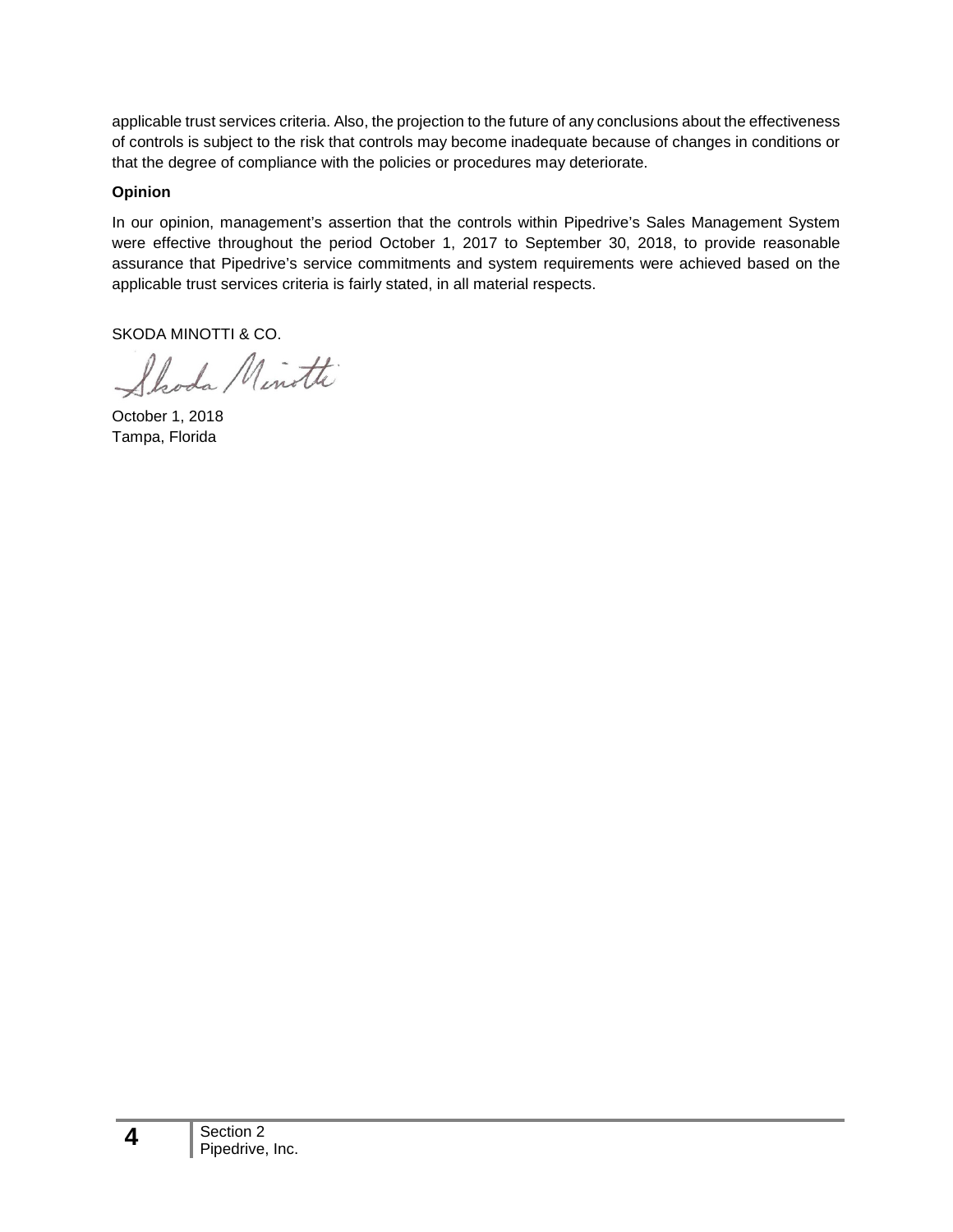applicable trust services criteria. Also, the projection to the future of any conclusions about the effectiveness of controls is subject to the risk that controls may become inadequate because of changes in conditions or that the degree of compliance with the policies or procedures may deteriorate.

**Opinion**

In our opinion, management's assertion that the controls within Pipedrive's Sales Management System were effective throughout the period October 1, 2017 to September 30, 2018, to provide reasonable assurance that Pipedrive's service commitments and system requirements were achieved based on the applicable trust services criteria is fairly stated, in all material respects.

SKODA MINOTTI & CO.

Skoda Minotti

October 1, 2018
Tampa, Florida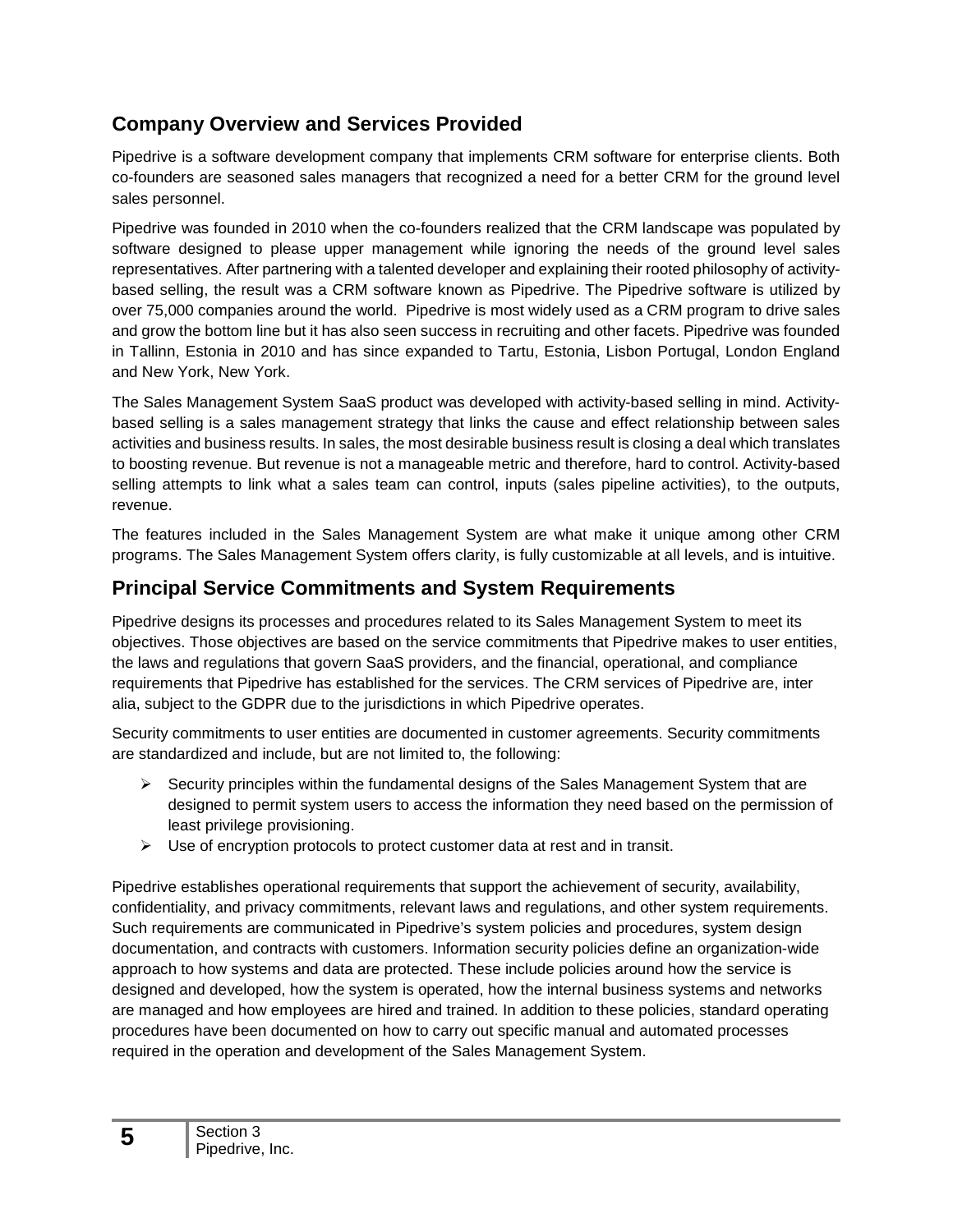## Company Overview and Services Provided

Pipedrive is a software development company that implements CRM software for enterprise clients. Both co-founders are seasoned sales managers that recognized a need for a better CRM for the ground level sales personnel.

Pipedrive was founded in 2010 when the co-founders realized that the CRM landscape was populated by software designed to please upper management while ignoring the needs of the ground level sales representatives. After partnering with a talented developer and explaining their rooted philosophy of activity-based selling, the result was a CRM software known as Pipedrive. The Pipedrive software is utilized by over 75,000 companies around the world. Pipedrive is most widely used as a CRM program to drive sales and grow the bottom line but it has also seen success in recruiting and other facets. Pipedrive was founded in Tallinn, Estonia in 2010 and has since expanded to Tartu, Estonia, Lisbon Portugal, London England and New York, New York.

The Sales Management System SaaS product was developed with activity-based selling in mind. Activity-based selling is a sales management strategy that links the cause and effect relationship between sales activities and business results. In sales, the most desirable business result is closing a deal which translates to boosting revenue. But revenue is not a manageable metric and therefore, hard to control. Activity-based selling attempts to link what a sales team can control, inputs (sales pipeline activities), to the outputs, revenue.

The features included in the Sales Management System are what make it unique among other CRM programs. The Sales Management System offers clarity, is fully customizable at all levels, and is intuitive.

## Principal Service Commitments and System Requirements

Pipedrive designs its processes and procedures related to its Sales Management System to meet its objectives. Those objectives are based on the service commitments that Pipedrive makes to user entities, the laws and regulations that govern SaaS providers, and the financial, operational, and compliance requirements that Pipedrive has established for the services. The CRM services of Pipedrive are, inter alia, subject to the GDPR due to the jurisdictions in which Pipedrive operates.

Security commitments to user entities are documented in customer agreements. Security commitments are standardized and include, but are not limited to, the following:

- Security principles within the fundamental designs of the Sales Management System that are designed to permit system users to access the information they need based on the permission of least privilege provisioning.
- Use of encryption protocols to protect customer data at rest and in transit.

Pipedrive establishes operational requirements that support the achievement of security, availability, confidentiality, and privacy commitments, relevant laws and regulations, and other system requirements. Such requirements are communicated in Pipedrive's system policies and procedures, system design documentation, and contracts with customers. Information security policies define an organization-wide approach to how systems and data are protected. These include policies around how the service is designed and developed, how the system is operated, how the internal business systems and networks are managed and how employees are hired and trained. In addition to these policies, standard operating procedures have been documented on how to carry out specific manual and automated processes required in the operation and development of the Sales Management System.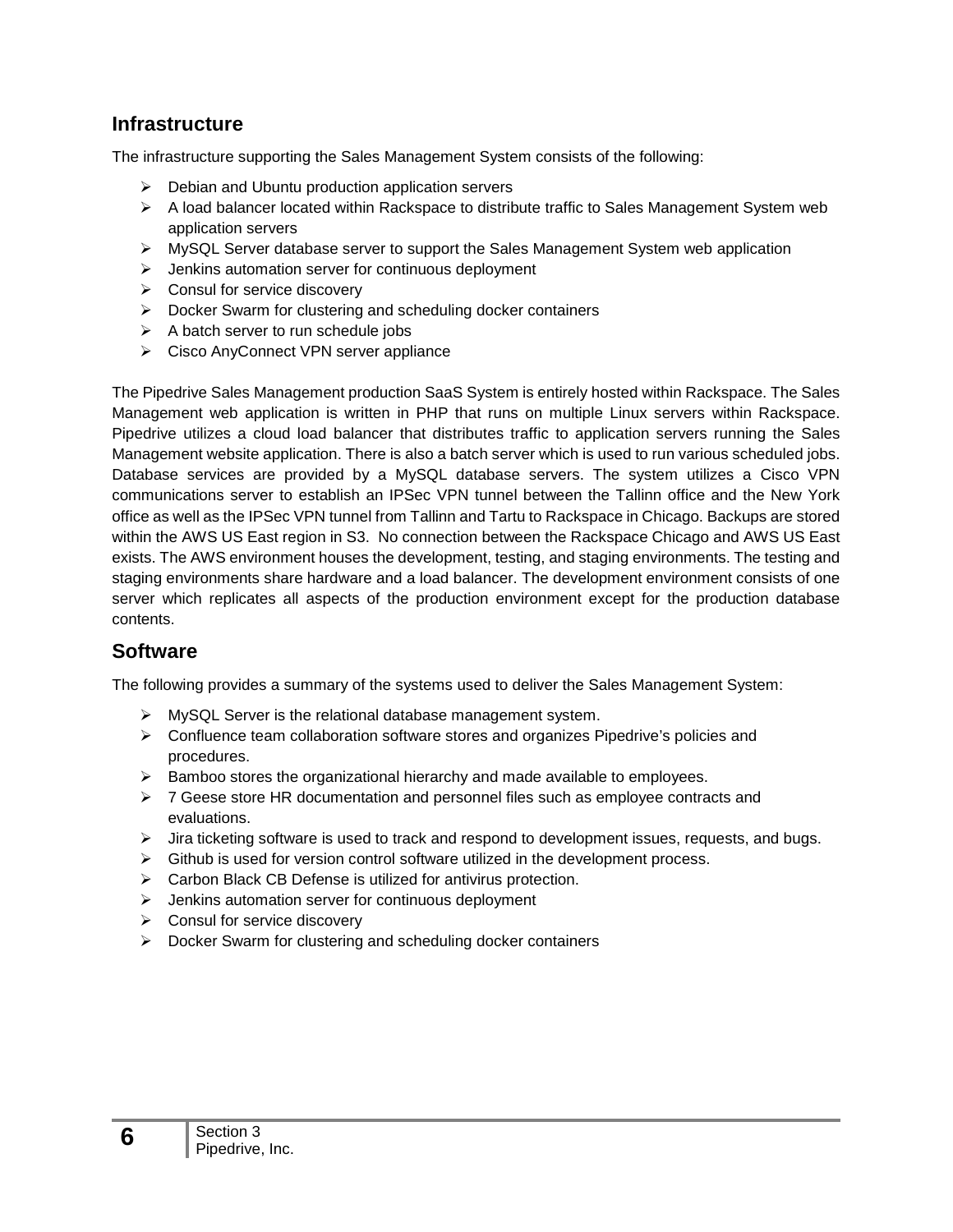## Infrastructure

The infrastructure supporting the Sales Management System consists of the following:

- Debian and Ubuntu production application servers
- A load balancer located within Rackspace to distribute traffic to Sales Management System web application servers
- MySQL Server database server to support the Sales Management System web application
- Jenkins automation server for continuous deployment
- Consul for service discovery
- Docker Swarm for clustering and scheduling docker containers
- A batch server to run schedule jobs
- Cisco AnyConnect VPN server appliance

The Pipedrive Sales Management production SaaS System is entirely hosted within Rackspace. The Sales Management web application is written in PHP that runs on multiple Linux servers within Rackspace. Pipedrive utilizes a cloud load balancer that distributes traffic to application servers running the Sales Management website application. There is also a batch server which is used to run various scheduled jobs. Database services are provided by a MySQL database servers. The system utilizes a Cisco VPN communications server to establish an IPSec VPN tunnel between the Tallinn office and the New York office as well as the IPSec VPN tunnel from Tallinn and Tartu to Rackspace in Chicago. Backups are stored within the AWS US East region in S3. No connection between the Rackspace Chicago and AWS US East exists. The AWS environment houses the development, testing, and staging environments. The testing and staging environments share hardware and a load balancer. The development environment consists of one server which replicates all aspects of the production environment except for the production database contents.

## Software

The following provides a summary of the systems used to deliver the Sales Management System:

- MySQL Server is the relational database management system.
- Confluence team collaboration software stores and organizes Pipedrive's policies and procedures.
- Bamboo stores the organizational hierarchy and made available to employees.
- 7 Geese store HR documentation and personnel files such as employee contracts and evaluations.
- Jira ticketing software is used to track and respond to development issues, requests, and bugs.
- Github is used for version control software utilized in the development process.
- Carbon Black CB Defense is utilized for antivirus protection.
- Jenkins automation server for continuous deployment
- Consul for service discovery
- Docker Swarm for clustering and scheduling docker containers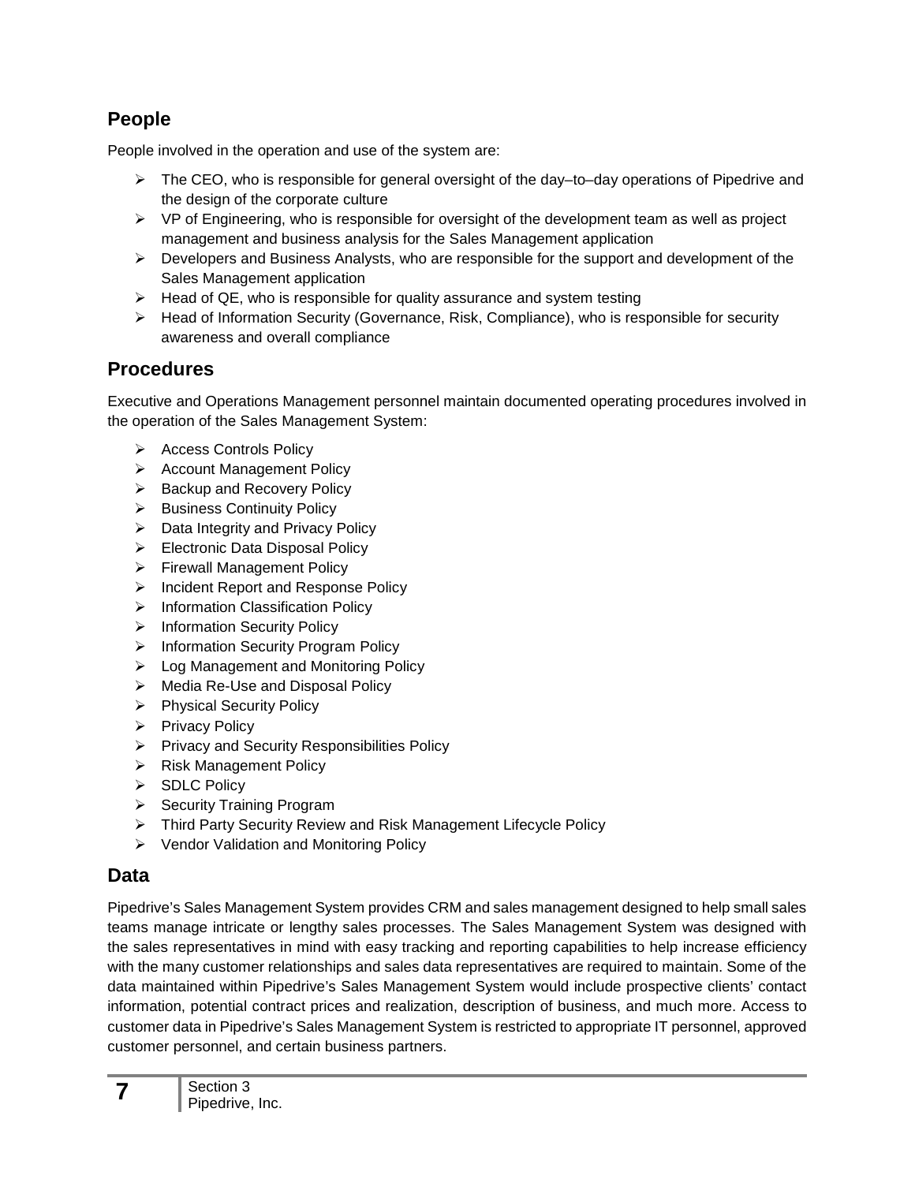## People

People involved in the operation and use of the system are:

- The CEO, who is responsible for general oversight of the day–to–day operations of Pipedrive and the design of the corporate culture
- VP of Engineering, who is responsible for oversight of the development team as well as project management and business analysis for the Sales Management application
- Developers and Business Analysts, who are responsible for the support and development of the Sales Management application
- Head of QE, who is responsible for quality assurance and system testing
- Head of Information Security (Governance, Risk, Compliance), who is responsible for security awareness and overall compliance

## Procedures

Executive and Operations Management personnel maintain documented operating procedures involved in the operation of the Sales Management System:

- Access Controls Policy
- Account Management Policy
- Backup and Recovery Policy
- Business Continuity Policy
- Data Integrity and Privacy Policy
- Electronic Data Disposal Policy
- Firewall Management Policy
- Incident Report and Response Policy
- Information Classification Policy
- Information Security Policy
- Information Security Program Policy
- Log Management and Monitoring Policy
- Media Re-Use and Disposal Policy
- Physical Security Policy
- Privacy Policy
- Privacy and Security Responsibilities Policy
- Risk Management Policy
- SDLC Policy
- Security Training Program
- Third Party Security Review and Risk Management Lifecycle Policy
- Vendor Validation and Monitoring Policy

## Data

Pipedrive's Sales Management System provides CRM and sales management designed to help small sales teams manage intricate or lengthy sales processes. The Sales Management System was designed with the sales representatives in mind with easy tracking and reporting capabilities to help increase efficiency with the many customer relationships and sales data representatives are required to maintain. Some of the data maintained within Pipedrive's Sales Management System would include prospective clients' contact information, potential contract prices and realization, description of business, and much more. Access to customer data in Pipedrive's Sales Management System is restricted to appropriate IT personnel, approved customer personnel, and certain business partners.